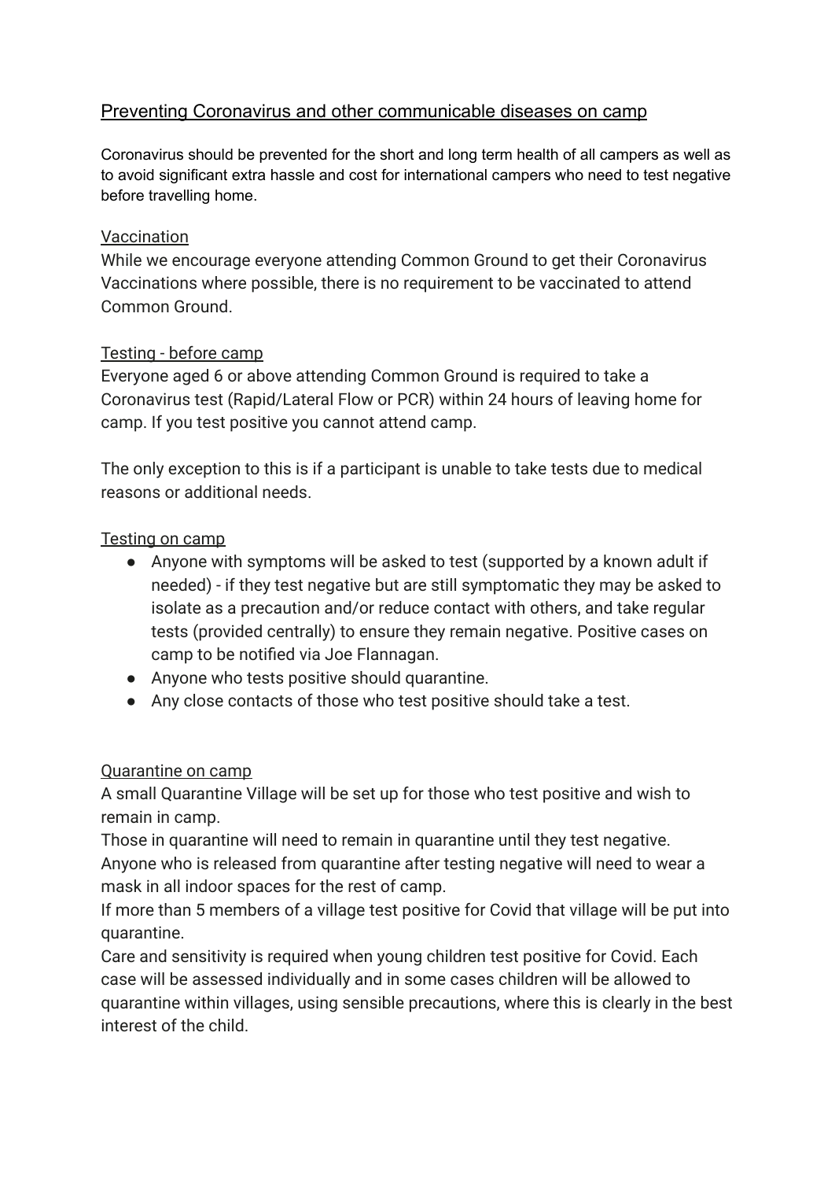# Preventing Coronavirus and other communicable diseases on camp

Coronavirus should be prevented for the short and long term health of all campers as well as to avoid significant extra hassle and cost for international campers who need to test negative before travelling home.

## Vaccination

While we encourage everyone attending Common Ground to get their Coronavirus Vaccinations where possible, there is no requirement to be vaccinated to attend Common Ground.

## Testing - before camp

Everyone aged 6 or above attending Common Ground is required to take a Coronavirus test (Rapid/Lateral Flow or PCR) within 24 hours of leaving home for camp. If you test positive you cannot attend camp.

The only exception to this is if a participant is unable to take tests due to medical reasons or additional needs.

## Testing on camp

- Anyone with symptoms will be asked to test (supported by a known adult if needed) - if they test negative but are still symptomatic they may be asked to isolate as a precaution and/or reduce contact with others, and take regular tests (provided centrally) to ensure they remain negative. Positive cases on camp to be notified via Joe Flannagan.
- Anyone who tests positive should quarantine.
- Any close contacts of those who test positive should take a test.

## Quarantine on camp

A small Quarantine Village will be set up for those who test positive and wish to remain in camp.

Those in quarantine will need to remain in quarantine until they test negative.

Anyone who is released from quarantine after testing negative will need to wear a mask in all indoor spaces for the rest of camp.

If more than 5 members of a village test positive for Covid that village will be put into quarantine.

Care and sensitivity is required when young children test positive for Covid. Each case will be assessed individually and in some cases children will be allowed to quarantine within villages, using sensible precautions, where this is clearly in the best interest of the child.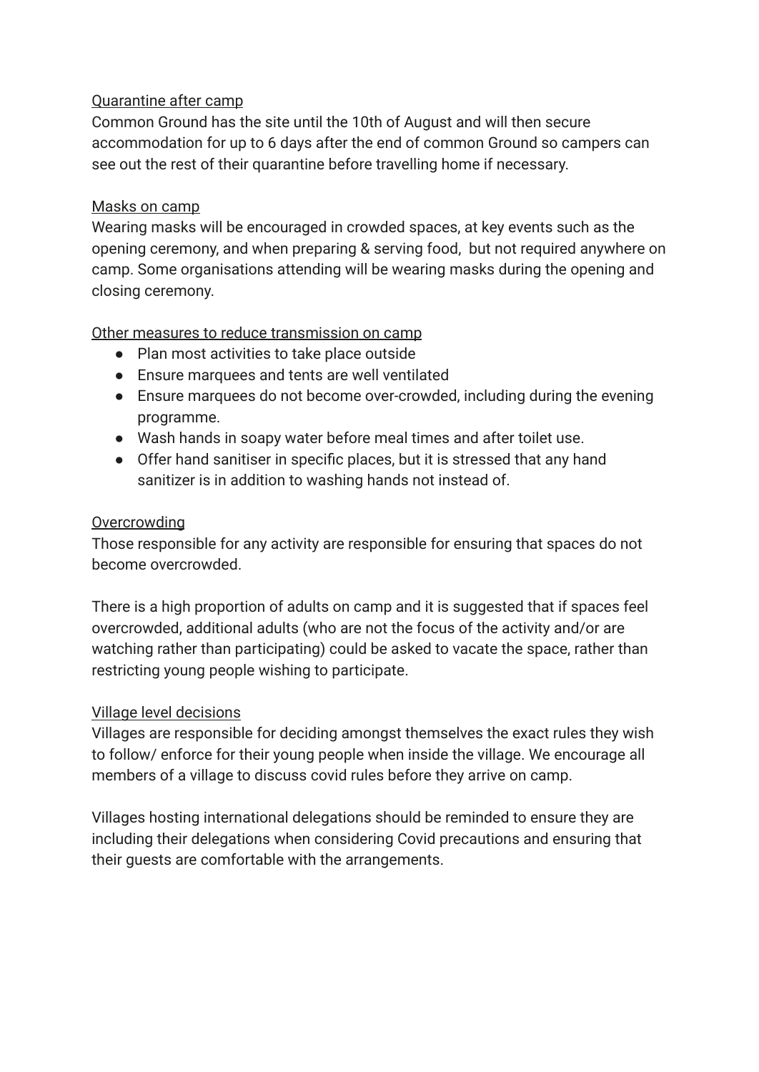## Quarantine after camp

Common Ground has the site until the 10th of August and will then secure accommodation for up to 6 days after the end of common Ground so campers can see out the rest of their quarantine before travelling home if necessary.

## Masks on camp

Wearing masks will be encouraged in crowded spaces, at key events such as the opening ceremony, and when preparing & serving food,  but not required anywhere on camp. Some organisations attending will be wearing masks during the opening and closing ceremony.

## Other measures to reduce transmission on camp

- Plan most activities to take place outside
- Ensure marquees and tents are well ventilated
- Ensure marquees do not become over-crowded, including during the evening programme.
- Wash hands in soapy water before meal times and after toilet use.
- Offer hand sanitiser in specific places, but it is stressed that any hand sanitizer is in addition to washing hands not instead of.

## Overcrowding

Those responsible for any activity are responsible for ensuring that spaces do not become overcrowded.

There is a high proportion of adults on camp and it is suggested that if spaces feel overcrowded, additional adults (who are not the focus of the activity and/or are watching rather than participating) could be asked to vacate the space, rather than restricting young people wishing to participate.

## Village level decisions

Villages are responsible for deciding amongst themselves the exact rules they wish to follow/ enforce for their young people when inside the village. We encourage all members of a village to discuss covid rules before they arrive on camp.

Villages hosting international delegations should be reminded to ensure they are including their delegations when considering Covid precautions and ensuring that their guests are comfortable with the arrangements.